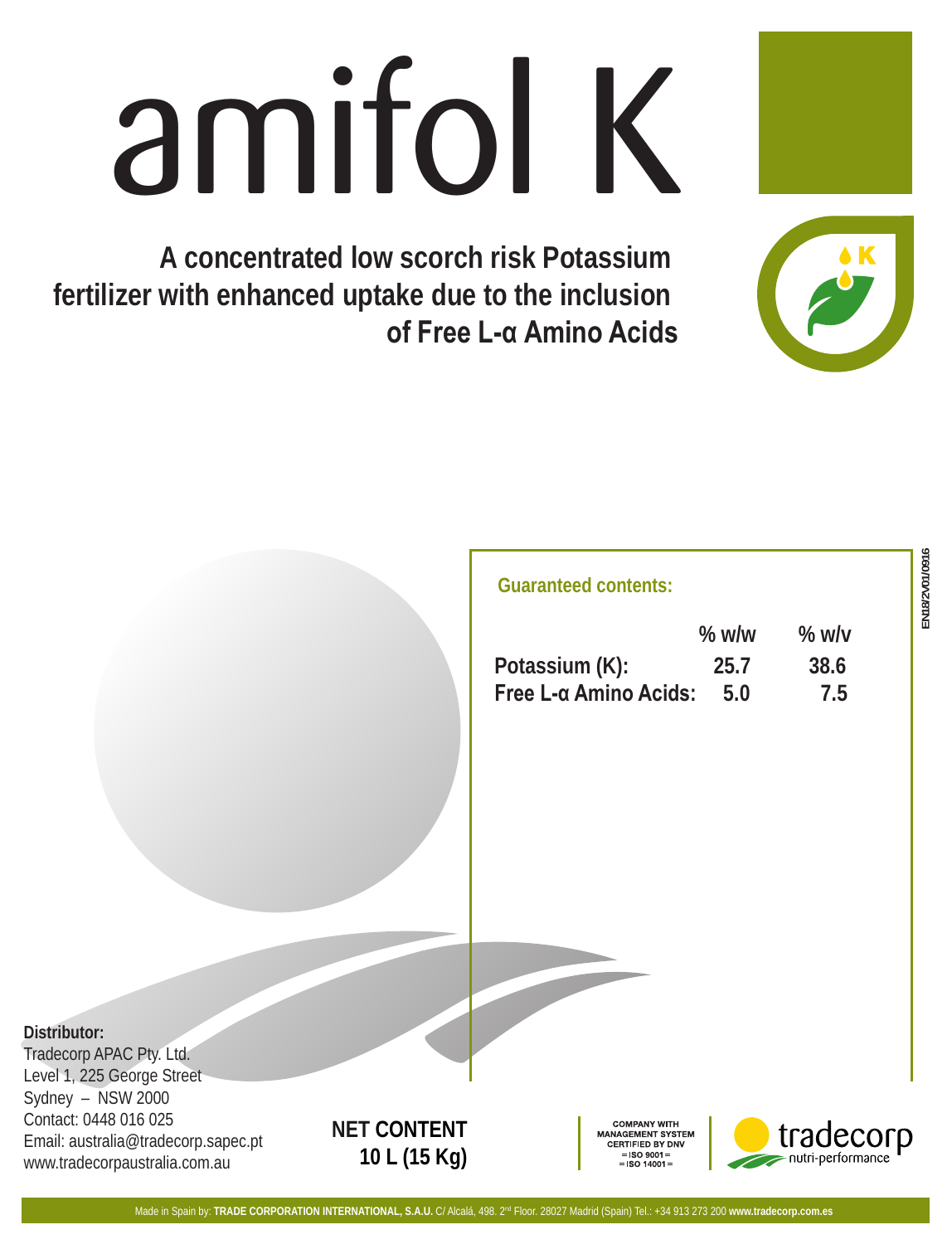# amifol K

**A concentrated low scorch risk Potassium fertilizer with enhanced uptake due to the inclusion of Free L-α Amino Acids**

**Guaranteed contents:**

| | % w/w | % w/v |
|---|---|---|
| **Potassium (K):** | **25.7** | **38.6** |
| **Free L-α Amino Acids:** | **5.0** | **7.5** |

EN18/2V01/0916

**Distributor:**
Tradecorp APAC Pty. Ltd.
Level 1, 225 George Street
Sydney – NSW 2000
Contact: 0448 016 025
Email: australia@tradecorp.sapec.pt
www.tradecorpaustralia.com.au

**NET CONTENT**
**10 L (15 Kg)**

COMPANY WITH MANAGEMENT SYSTEM CERTIFIED BY DNV
= ISO 9001 =
= ISO 14001 =

tradecorp
nutri-performance

Made in Spain by: **TRADE CORPORATION INTERNATIONAL, S.A.U.** C/ Alcalá, 498. 2nd Floor. 28027 Madrid (Spain) Tel.: +34 913 273 200 **www.tradecorp.com.es**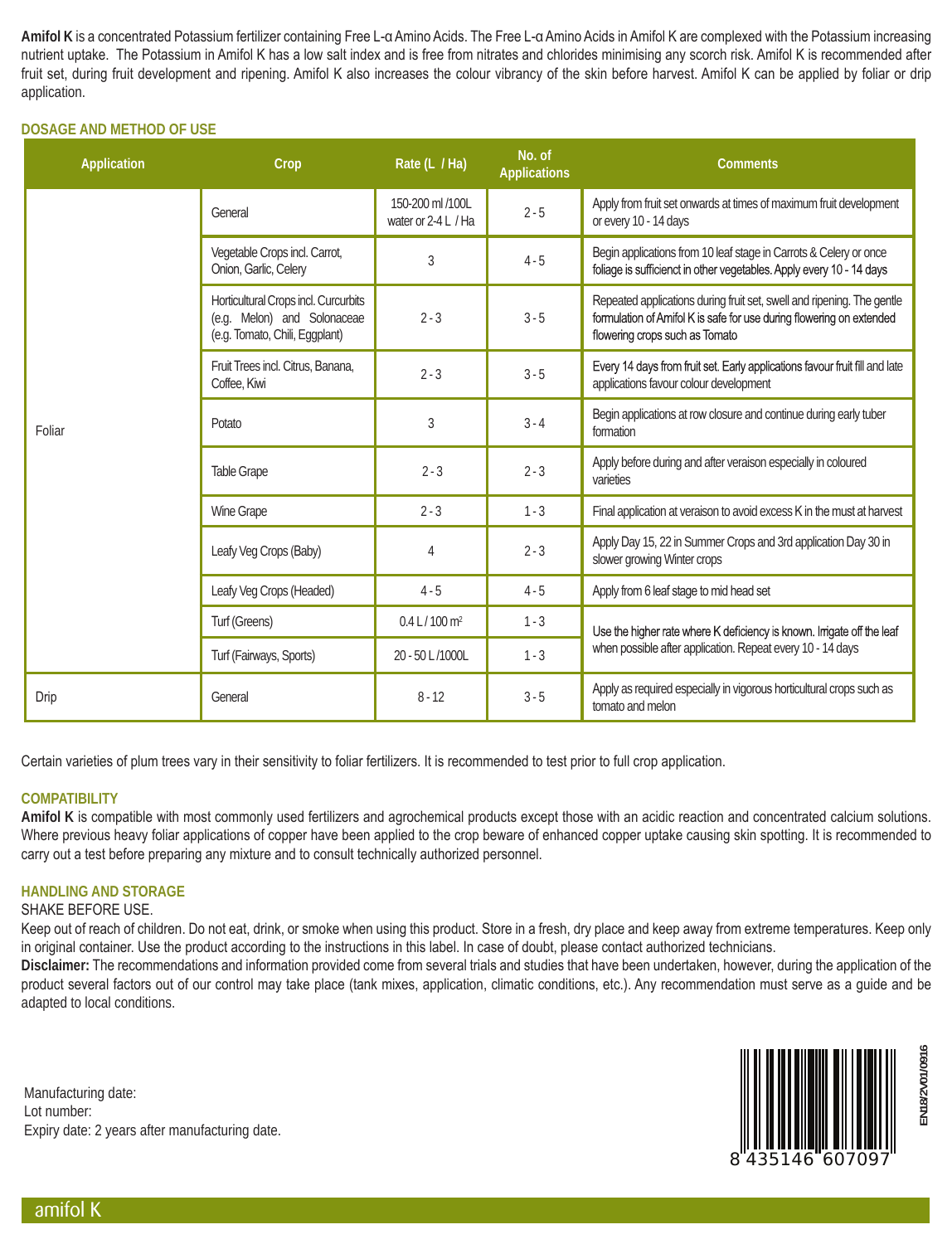**Amifol K** is a concentrated Potassium fertilizer containing Free L-α Amino Acids. The Free L-α Amino Acids in Amifol K are complexed with the Potassium increasing nutrient uptake. The Potassium in Amifol K has a low salt index and is free from nitrates and chlorides minimising any scorch risk. Amifol K is recommended after fruit set, during fruit development and ripening. Amifol K also increases the colour vibrancy of the skin before harvest. Amifol K can be applied by foliar or drip application.

## DOSAGE AND METHOD OF USE

| Application | Crop | Rate (L / Ha) | No. of Applications | Comments |
|---|---|---|---|---|
| Foliar | General | 150-200 ml /100L water or 2-4 L / Ha | 2 - 5 | Apply from fruit set onwards at times of maximum fruit development or every 10 - 14 days |
| | Vegetable Crops incl. Carrot, Onion, Garlic, Celery | 3 | 4 - 5 | Begin applications from 10 leaf stage in Carrots & Celery or once foliage is sufficienct in other vegetables. Apply every 10 - 14 days |
| | Horticultural Crops incl. Curcurbits (e.g. Melon) and Solonaceae (e.g. Tomato, Chili, Eggplant) | 2 - 3 | 3 - 5 | Repeated applications during fruit set, swell and ripening. The gentle formulation of Amifol K is safe for use during flowering on extended flowering crops such as Tomato |
| | Fruit Trees incl. Citrus, Banana, Coffee, Kiwi | 2 - 3 | 3 - 5 | Every 14 days from fruit set. Early applications favour fruit fill and late applications favour colour development |
| | Potato | 3 | 3 - 4 | Begin applications at row closure and continue during early tuber formation |
| | Table Grape | 2 - 3 | 2 - 3 | Apply before during and after veraison especially in coloured varieties |
| | Wine Grape | 2 - 3 | 1 - 3 | Final application at veraison to avoid excess K in the must at harvest |
| | Leafy Veg Crops (Baby) | 4 | 2 - 3 | Apply Day 15, 22 in Summer Crops and 3rd application Day 30 in slower growing Winter crops |
| | Leafy Veg Crops (Headed) | 4 - 5 | 4 - 5 | Apply from 6 leaf stage to mid head set |
| | Turf (Greens) | 0.4 L / 100 $m^2$ | 1 - 3 | Use the higher rate where K deficiency is known. Irrigate off the leaf when possible after application. Repeat every 10 - 14 days |
| | Turf (Fairways, Sports) | 20 - 50 L /1000L | 1 - 3 | |
| Drip | General | 8 - 12 | 3 - 5 | Apply as required especially in vigorous horticultural crops such as tomato and melon |

Certain varieties of plum trees vary in their sensitivity to foliar fertilizers. It is recommended to test prior to full crop application.

## COMPATIBILITY

**Amifol K** is compatible with most commonly used fertilizers and agrochemical products except those with an acidic reaction and concentrated calcium solutions. Where previous heavy foliar applications of copper have been applied to the crop beware of enhanced copper uptake causing skin spotting. It is recommended to carry out a test before preparing any mixture and to consult technically authorized personnel.

## HANDLING AND STORAGE

SHAKE BEFORE USE.

Keep out of reach of children. Do not eat, drink, or smoke when using this product. Store in a fresh, dry place and keep away from extreme temperatures. Keep only in original container. Use the product according to the instructions in this label. In case of doubt, please contact authorized technicians.

**Disclaimer:** The recommendations and information provided come from several trials and studies that have been undertaken, however, during the application of the product several factors out of our control may take place (tank mixes, application, climatic conditions, etc.). Any recommendation must serve as a guide and be adapted to local conditions.

Manufacturing date:
Lot number:
Expiry date: 2 years after manufacturing date.

8 435146 607097

EN18/2V01/0916

amifol K